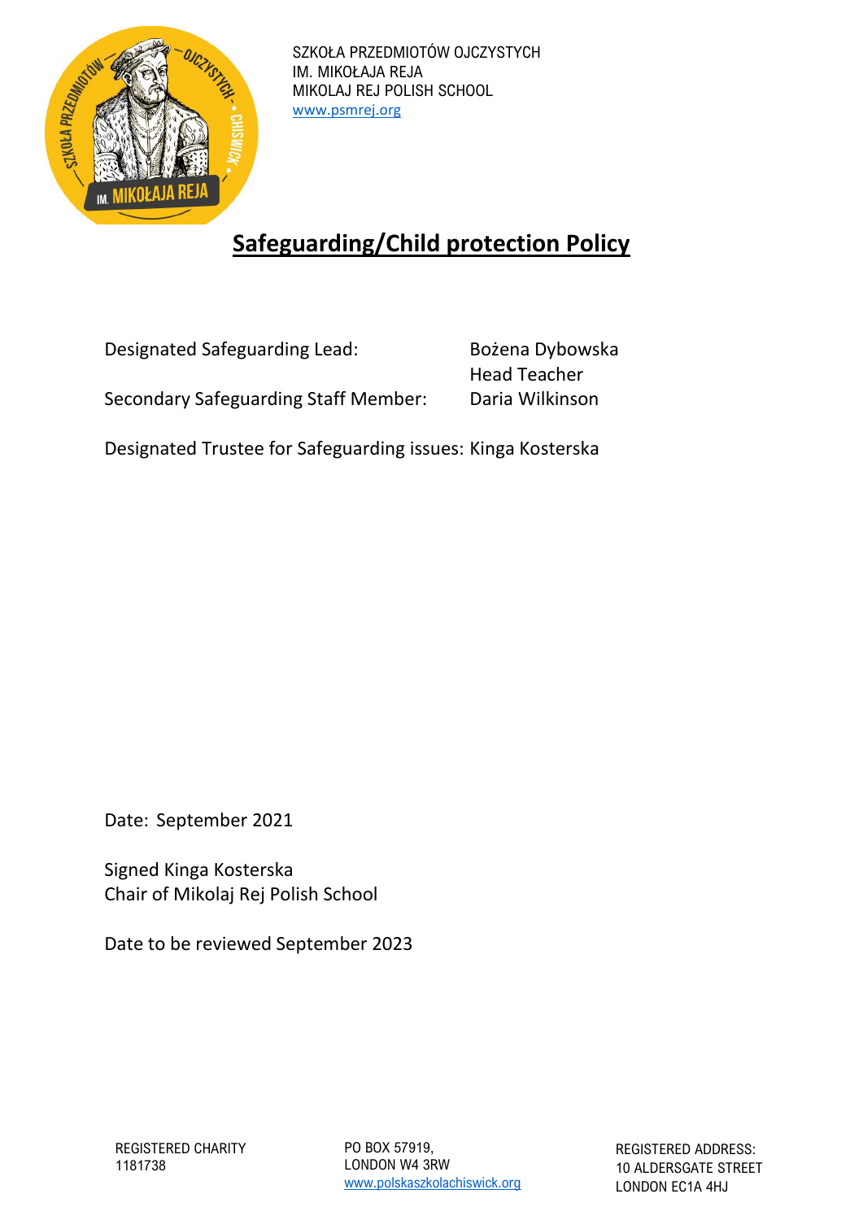SZKOŁA PRZEDMIOTÓW OJCZYSTYCH
IM. MIKOŁAJA REJA
MIKOLAJ REJ POLISH SCHOOL
www.psmrej.org

# Safeguarding/Child protection Policy

| | |
|---|---|
| Designated Safeguarding Lead: | Bożena Dybowska<br>Head Teacher |
| Secondary Safeguarding Staff Member: | Daria Wilkinson |

Designated Trustee for Safeguarding issues: Kinga Kosterska

Date: September 2021

Signed Kinga Kosterska
Chair of Mikolaj Rej Polish School

Date to be reviewed September 2023

REGISTERED CHARITY
1181738

PO BOX 57919,
LONDON W4 3RW
www.polskaszkolachiswick.org

REGISTERED ADDRESS:
10 ALDERSGATE STREET
LONDON EC1A 4HJ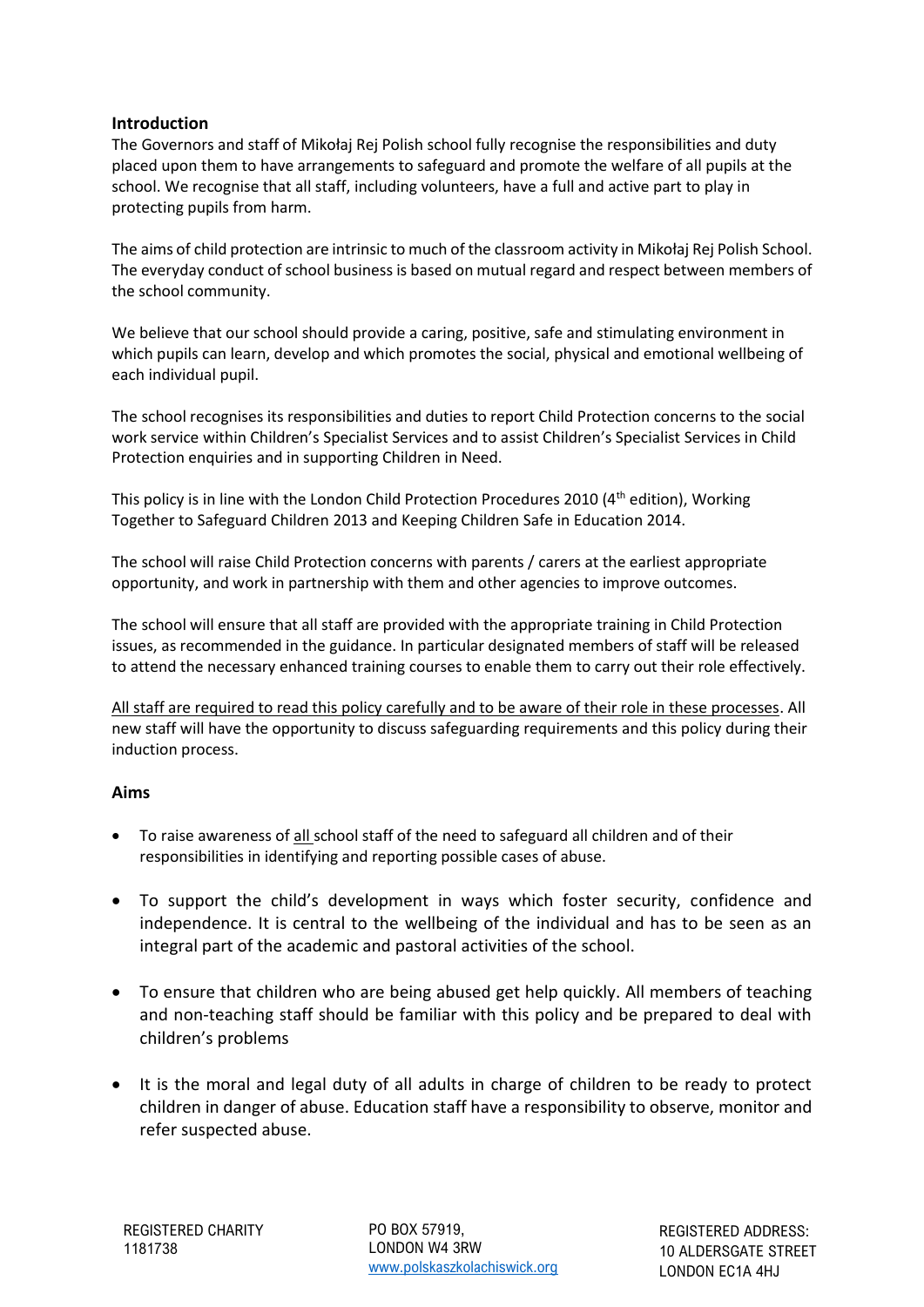## Introduction

The Governors and staff of Mikołaj Rej Polish school fully recognise the responsibilities and duty placed upon them to have arrangements to safeguard and promote the welfare of all pupils at the school. We recognise that all staff, including volunteers, have a full and active part to play in protecting pupils from harm.

The aims of child protection are intrinsic to much of the classroom activity in Mikołaj Rej Polish School. The everyday conduct of school business is based on mutual regard and respect between members of the school community.

We believe that our school should provide a caring, positive, safe and stimulating environment in which pupils can learn, develop and which promotes the social, physical and emotional wellbeing of each individual pupil.

The school recognises its responsibilities and duties to report Child Protection concerns to the social work service within Children's Specialist Services and to assist Children's Specialist Services in Child Protection enquiries and in supporting Children in Need.

This policy is in line with the London Child Protection Procedures 2010 (4th edition), Working Together to Safeguard Children 2013 and Keeping Children Safe in Education 2014.

The school will raise Child Protection concerns with parents / carers at the earliest appropriate opportunity, and work in partnership with them and other agencies to improve outcomes.

The school will ensure that all staff are provided with the appropriate training in Child Protection issues, as recommended in the guidance. In particular designated members of staff will be released to attend the necessary enhanced training courses to enable them to carry out their role effectively.

<u>All staff are required to read this policy carefully and to be aware of their role in these processes</u>. All new staff will have the opportunity to discuss safeguarding requirements and this policy during their induction process.

## Aims

- To raise awareness of <u>all</u> school staff of the need to safeguard all children and of their responsibilities in identifying and reporting possible cases of abuse.
- To support the child's development in ways which foster security, confidence and independence. It is central to the wellbeing of the individual and has to be seen as an integral part of the academic and pastoral activities of the school.
- To ensure that children who are being abused get help quickly. All members of teaching and non-teaching staff should be familiar with this policy and be prepared to deal with children's problems
- It is the moral and legal duty of all adults in charge of children to be ready to protect children in danger of abuse. Education staff have a responsibility to observe, monitor and refer suspected abuse.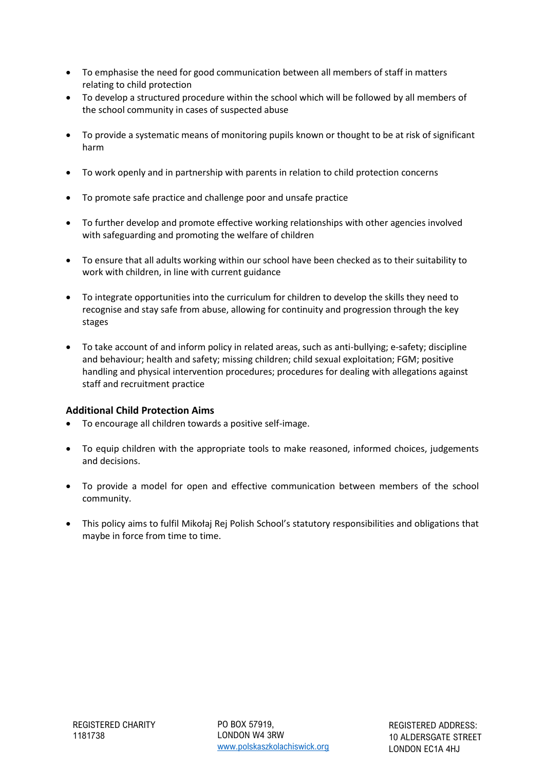- To emphasise the need for good communication between all members of staff in matters relating to child protection
- To develop a structured procedure within the school which will be followed by all members of the school community in cases of suspected abuse
- To provide a systematic means of monitoring pupils known or thought to be at risk of significant harm
- To work openly and in partnership with parents in relation to child protection concerns
- To promote safe practice and challenge poor and unsafe practice
- To further develop and promote effective working relationships with other agencies involved with safeguarding and promoting the welfare of children
- To ensure that all adults working within our school have been checked as to their suitability to work with children, in line with current guidance
- To integrate opportunities into the curriculum for children to develop the skills they need to recognise and stay safe from abuse, allowing for continuity and progression through the key stages
- To take account of and inform policy in related areas, such as anti-bullying; e-safety; discipline and behaviour; health and safety; missing children; child sexual exploitation; FGM; positive handling and physical intervention procedures; procedures for dealing with allegations against staff and recruitment practice

**Additional Child Protection Aims**

- To encourage all children towards a positive self-image.
- To equip children with the appropriate tools to make reasoned, informed choices, judgements and decisions.
- To provide a model for open and effective communication between members of the school community.
- This policy aims to fulfil Mikołaj Rej Polish School's statutory responsibilities and obligations that maybe in force from time to time.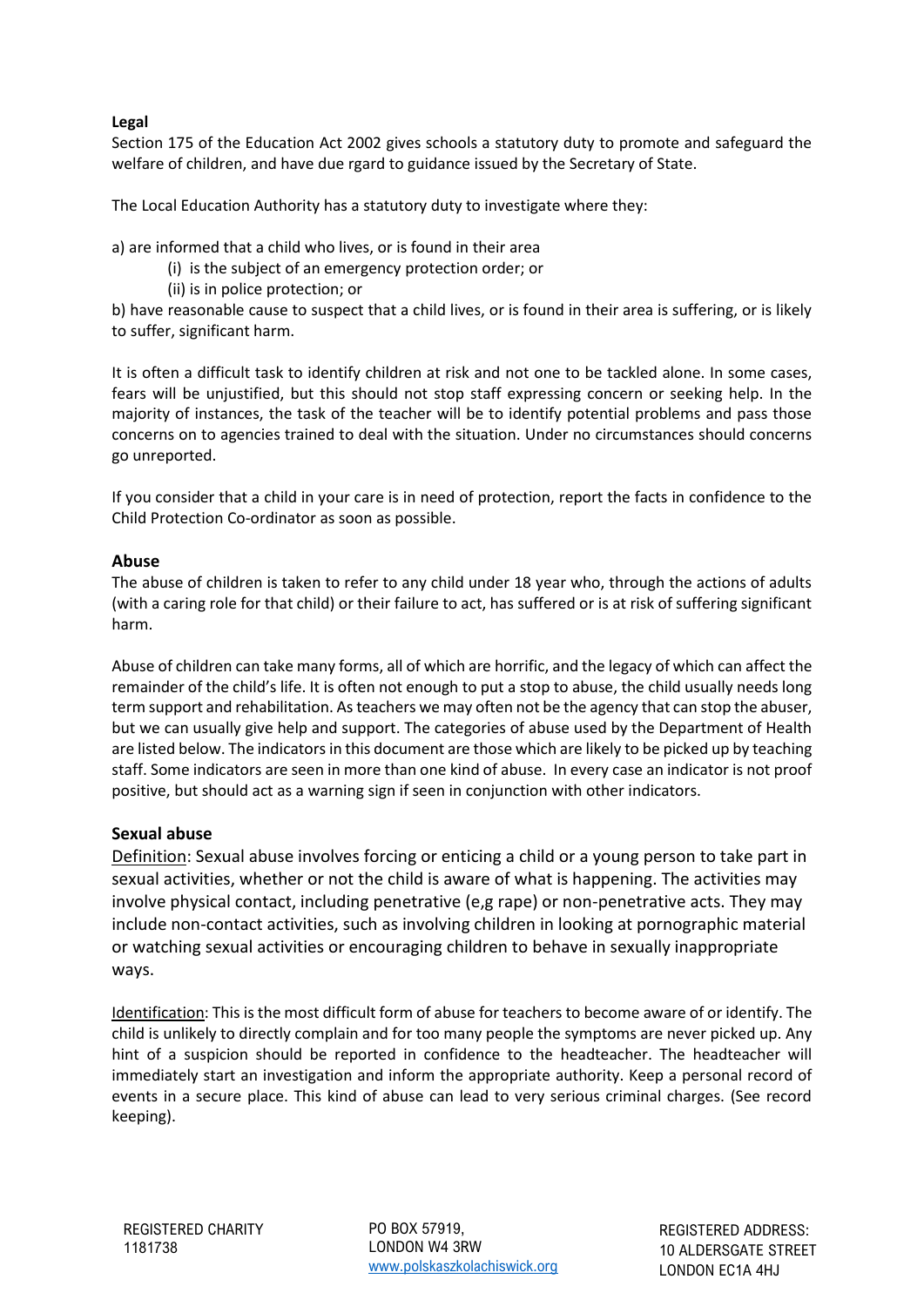**Legal**

Section 175 of the Education Act 2002 gives schools a statutory duty to promote and safeguard the welfare of children, and have due rgard to guidance issued by the Secretary of State.

The Local Education Authority has a statutory duty to investigate where they:

a) are informed that a child who lives, or is found in their area
   (i) is the subject of an emergency protection order; or
   (ii) is in police protection; or

b) have reasonable cause to suspect that a child lives, or is found in their area is suffering, or is likely to suffer, significant harm.

It is often a difficult task to identify children at risk and not one to be tackled alone. In some cases, fears will be unjustified, but this should not stop staff expressing concern or seeking help. In the majority of instances, the task of the teacher will be to identify potential problems and pass those concerns on to agencies trained to deal with the situation. Under no circumstances should concerns go unreported.

If you consider that a child in your care is in need of protection, report the facts in confidence to the Child Protection Co-ordinator as soon as possible.

## Abuse

The abuse of children is taken to refer to any child under 18 year who, through the actions of adults (with a caring role for that child) or their failure to act, has suffered or is at risk of suffering significant harm.

Abuse of children can take many forms, all of which are horrific, and the legacy of which can affect the remainder of the child's life. It is often not enough to put a stop to abuse, the child usually needs long term support and rehabilitation. As teachers we may often not be the agency that can stop the abuser, but we can usually give help and support. The categories of abuse used by the Department of Health are listed below. The indicators in this document are those which are likely to be picked up by teaching staff. Some indicators are seen in more than one kind of abuse. In every case an indicator is not proof positive, but should act as a warning sign if seen in conjunction with other indicators.

## Sexual abuse

Definition: Sexual abuse involves forcing or enticing a child or a young person to take part in sexual activities, whether or not the child is aware of what is happening. The activities may involve physical contact, including penetrative (e,g rape) or non-penetrative acts. They may include non-contact activities, such as involving children in looking at pornographic material or watching sexual activities or encouraging children to behave in sexually inappropriate ways.

Identification: This is the most difficult form of abuse for teachers to become aware of or identify. The child is unlikely to directly complain and for too many people the symptoms are never picked up. Any hint of a suspicion should be reported in confidence to the headteacher. The headteacher will immediately start an investigation and inform the appropriate authority. Keep a personal record of events in a secure place. This kind of abuse can lead to very serious criminal charges. (See record keeping).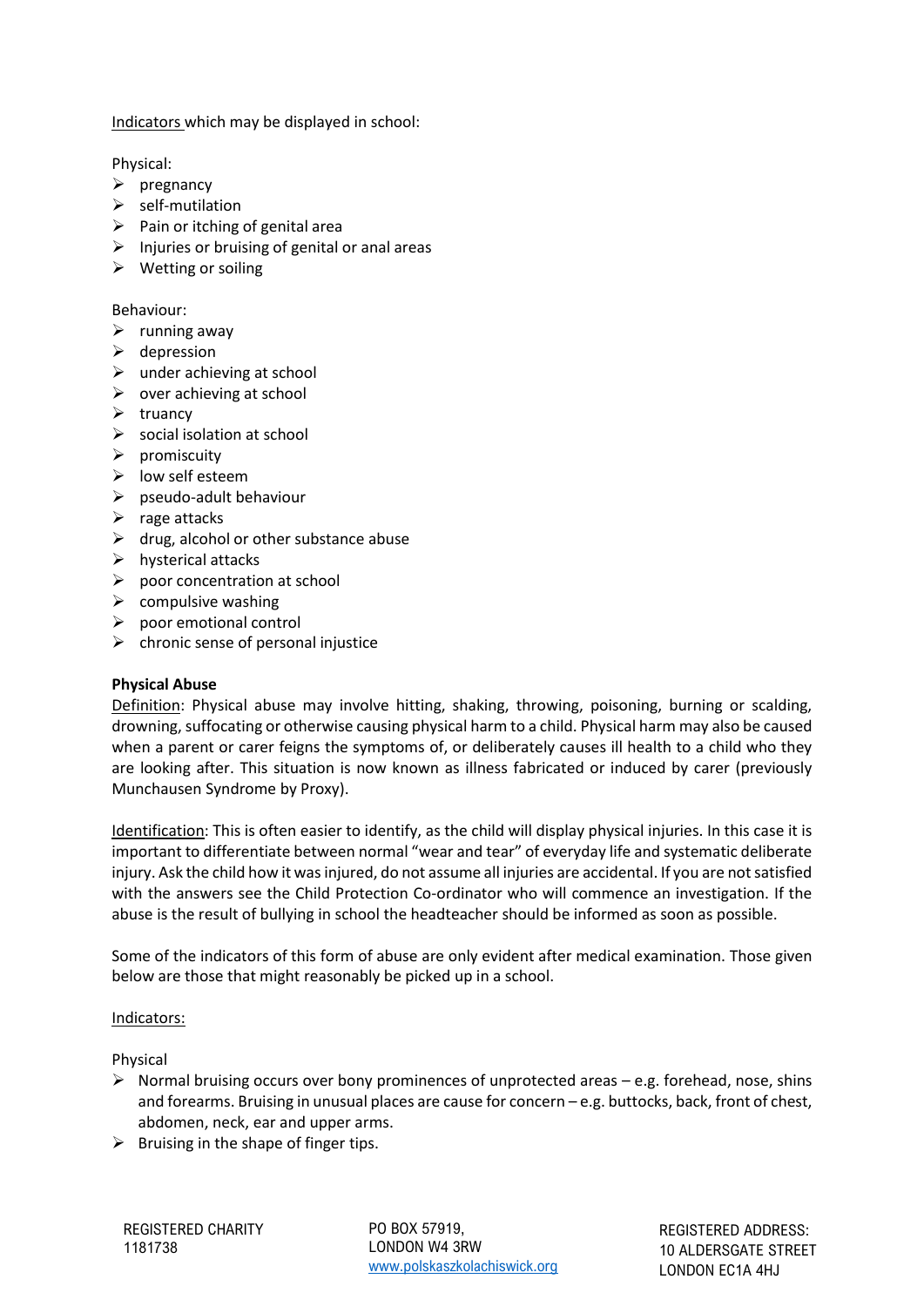Indicators which may be displayed in school:

Physical:

- pregnancy
- self-mutilation
- Pain or itching of genital area
- Injuries or bruising of genital or anal areas
- Wetting or soiling

Behaviour:

- running away
- depression
- under achieving at school
- over achieving at school
- truancy
- social isolation at school
- promiscuity
- low self esteem
- pseudo-adult behaviour
- rage attacks
- drug, alcohol or other substance abuse
- hysterical attacks
- poor concentration at school
- compulsive washing
- poor emotional control
- chronic sense of personal injustice

**Physical Abuse**

Definition: Physical abuse may involve hitting, shaking, throwing, poisoning, burning or scalding, drowning, suffocating or otherwise causing physical harm to a child. Physical harm may also be caused when a parent or carer feigns the symptoms of, or deliberately causes ill health to a child who they are looking after. This situation is now known as illness fabricated or induced by carer (previously Munchausen Syndrome by Proxy).

Identification: This is often easier to identify, as the child will display physical injuries. In this case it is important to differentiate between normal "wear and tear" of everyday life and systematic deliberate injury. Ask the child how it was injured, do not assume all injuries are accidental. If you are not satisfied with the answers see the Child Protection Co-ordinator who will commence an investigation. If the abuse is the result of bullying in school the headteacher should be informed as soon as possible.

Some of the indicators of this form of abuse are only evident after medical examination. Those given below are those that might reasonably be picked up in a school.

Indicators:

Physical

- Normal bruising occurs over bony prominences of unprotected areas – e.g. forehead, nose, shins and forearms. Bruising in unusual places are cause for concern – e.g. buttocks, back, front of chest, abdomen, neck, ear and upper arms.
- Bruising in the shape of finger tips.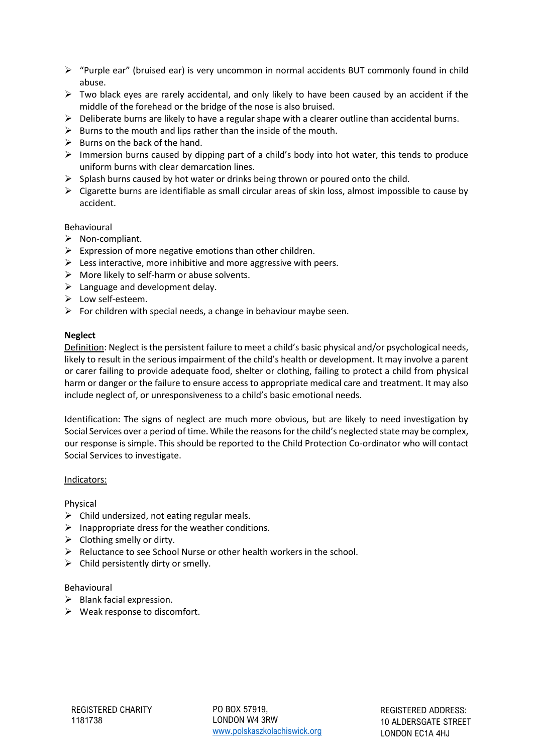- "Purple ear" (bruised ear) is very uncommon in normal accidents BUT commonly found in child abuse.
- Two black eyes are rarely accidental, and only likely to have been caused by an accident if the middle of the forehead or the bridge of the nose is also bruised.
- Deliberate burns are likely to have a regular shape with a clearer outline than accidental burns.
- Burns to the mouth and lips rather than the inside of the mouth.
- Burns on the back of the hand.
- Immersion burns caused by dipping part of a child's body into hot water, this tends to produce uniform burns with clear demarcation lines.
- Splash burns caused by hot water or drinks being thrown or poured onto the child.
- Cigarette burns are identifiable as small circular areas of skin loss, almost impossible to cause by accident.

Behavioural

- Non-compliant.
- Expression of more negative emotions than other children.
- Less interactive, more inhibitive and more aggressive with peers.
- More likely to self-harm or abuse solvents.
- Language and development delay.
- Low self-esteem.
- For children with special needs, a change in behaviour maybe seen.

**Neglect**

<u>Definition</u>: Neglect is the persistent failure to meet a child's basic physical and/or psychological needs, likely to result in the serious impairment of the child's health or development. It may involve a parent or carer failing to provide adequate food, shelter or clothing, failing to protect a child from physical harm or danger or the failure to ensure access to appropriate medical care and treatment. It may also include neglect of, or unresponsiveness to a child's basic emotional needs.

<u>Identification</u>: The signs of neglect are much more obvious, but are likely to need investigation by Social Services over a period of time. While the reasons for the child's neglected state may be complex, our response is simple. This should be reported to the Child Protection Co-ordinator who will contact Social Services to investigate.

<u>Indicators:</u>

Physical

- Child undersized, not eating regular meals.
- Inappropriate dress for the weather conditions.
- Clothing smelly or dirty.
- Reluctance to see School Nurse or other health workers in the school.
- Child persistently dirty or smelly.

Behavioural

- Blank facial expression.
- Weak response to discomfort.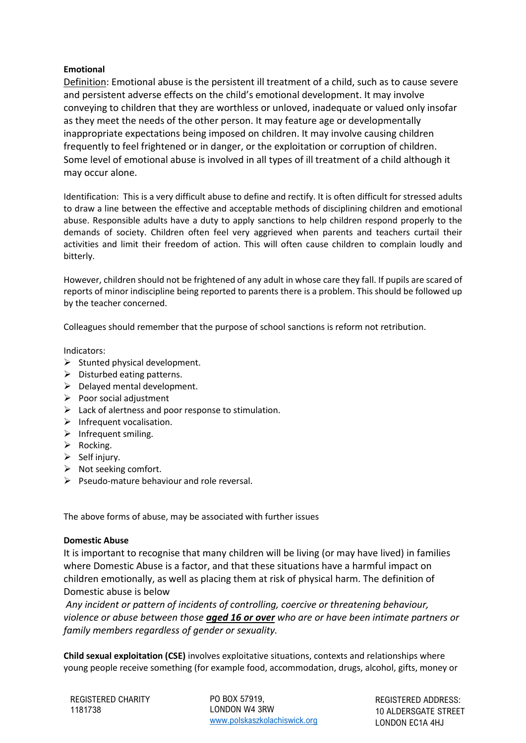**Emotional**

Definition: Emotional abuse is the persistent ill treatment of a child, such as to cause severe and persistent adverse effects on the child's emotional development. It may involve conveying to children that they are worthless or unloved, inadequate or valued only insofar as they meet the needs of the other person. It may feature age or developmentally inappropriate expectations being imposed on children. It may involve causing children frequently to feel frightened or in danger, or the exploitation or corruption of children. Some level of emotional abuse is involved in all types of ill treatment of a child although it may occur alone.

Identification: This is a very difficult abuse to define and rectify. It is often difficult for stressed adults to draw a line between the effective and acceptable methods of disciplining children and emotional abuse. Responsible adults have a duty to apply sanctions to help children respond properly to the demands of society. Children often feel very aggrieved when parents and teachers curtail their activities and limit their freedom of action. This will often cause children to complain loudly and bitterly.

However, children should not be frightened of any adult in whose care they fall. If pupils are scared of reports of minor indiscipline being reported to parents there is a problem. This should be followed up by the teacher concerned.

Colleagues should remember that the purpose of school sanctions is reform not retribution.

Indicators:

- Stunted physical development.
- Disturbed eating patterns.
- Delayed mental development.
- Poor social adjustment
- Lack of alertness and poor response to stimulation.
- Infrequent vocalisation.
- Infrequent smiling.
- Rocking.
- Self injury.
- Not seeking comfort.
- Pseudo-mature behaviour and role reversal.

The above forms of abuse, may be associated with further issues

**Domestic Abuse**

It is important to recognise that many children will be living (or may have lived) in families where Domestic Abuse is a factor, and that these situations have a harmful impact on children emotionally, as well as placing them at risk of physical harm. The definition of Domestic abuse is below

*Any incident or pattern of incidents of controlling, coercive or threatening behaviour, violence or abuse between those **aged 16 or over** who are or have been intimate partners or family members regardless of gender or sexuality.*

**Child sexual exploitation (CSE)** involves exploitative situations, contexts and relationships where young people receive something (for example food, accommodation, drugs, alcohol, gifts, money or

REGISTERED CHARITY 1181738

PO BOX 57919, LONDON W4 3RW
www.polskaszkolachiswick.org

REGISTERED ADDRESS: 10 ALDERSGATE STREET LONDON EC1A 4HJ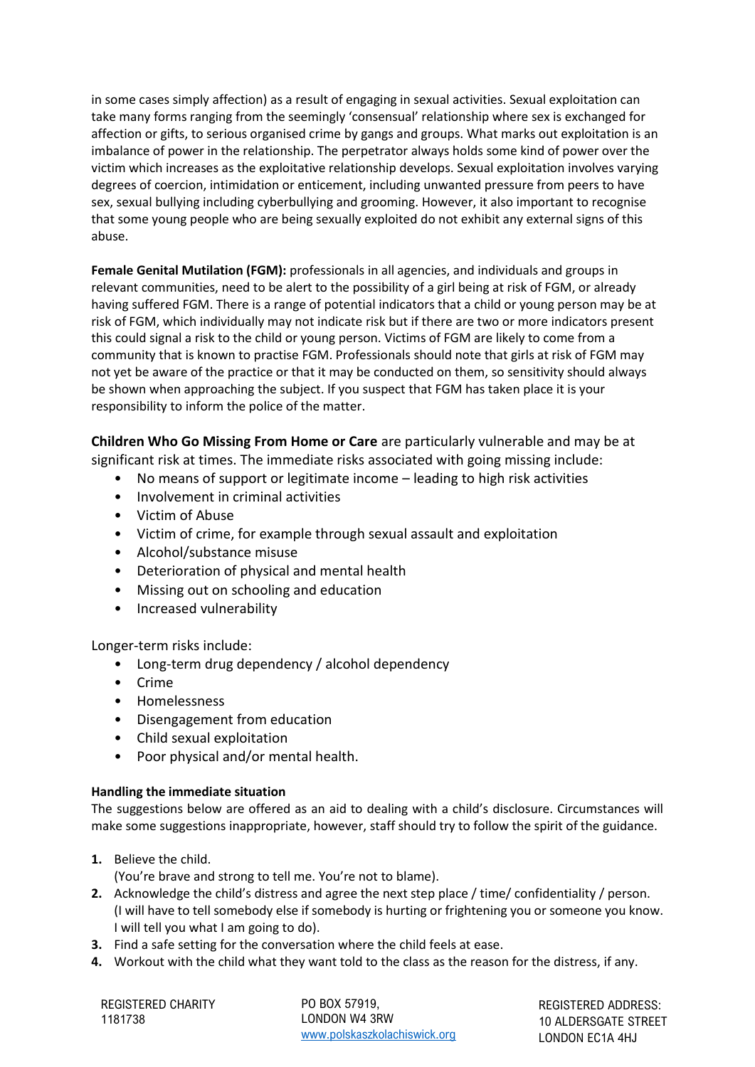in some cases simply affection) as a result of engaging in sexual activities. Sexual exploitation can take many forms ranging from the seemingly 'consensual' relationship where sex is exchanged for affection or gifts, to serious organised crime by gangs and groups. What marks out exploitation is an imbalance of power in the relationship. The perpetrator always holds some kind of power over the victim which increases as the exploitative relationship develops. Sexual exploitation involves varying degrees of coercion, intimidation or enticement, including unwanted pressure from peers to have sex, sexual bullying including cyberbullying and grooming. However, it also important to recognise that some young people who are being sexually exploited do not exhibit any external signs of this abuse.

**Female Genital Mutilation (FGM):** professionals in all agencies, and individuals and groups in relevant communities, need to be alert to the possibility of a girl being at risk of FGM, or already having suffered FGM. There is a range of potential indicators that a child or young person may be at risk of FGM, which individually may not indicate risk but if there are two or more indicators present this could signal a risk to the child or young person. Victims of FGM are likely to come from a community that is known to practise FGM. Professionals should note that girls at risk of FGM may not yet be aware of the practice or that it may be conducted on them, so sensitivity should always be shown when approaching the subject. If you suspect that FGM has taken place it is your responsibility to inform the police of the matter.

**Children Who Go Missing From Home or Care** are particularly vulnerable and may be at significant risk at times. The immediate risks associated with going missing include:

- No means of support or legitimate income – leading to high risk activities
- Involvement in criminal activities
- Victim of Abuse
- Victim of crime, for example through sexual assault and exploitation
- Alcohol/substance misuse
- Deterioration of physical and mental health
- Missing out on schooling and education
- Increased vulnerability

Longer-term risks include:

- Long-term drug dependency / alcohol dependency
- Crime
- Homelessness
- Disengagement from education
- Child sexual exploitation
- Poor physical and/or mental health.

#### Handling the immediate situation

The suggestions below are offered as an aid to dealing with a child's disclosure. Circumstances will make some suggestions inappropriate, however, staff should try to follow the spirit of the guidance.

1. Believe the child.
   (You're brave and strong to tell me. You're not to blame).
2. Acknowledge the child's distress and agree the next step place / time/ confidentiality / person.
   (I will have to tell somebody else if somebody is hurting or frightening you or someone you know. I will tell you what I am going to do).
3. Find a safe setting for the conversation where the child feels at ease.
4. Workout with the child what they want told to the class as the reason for the distress, if any.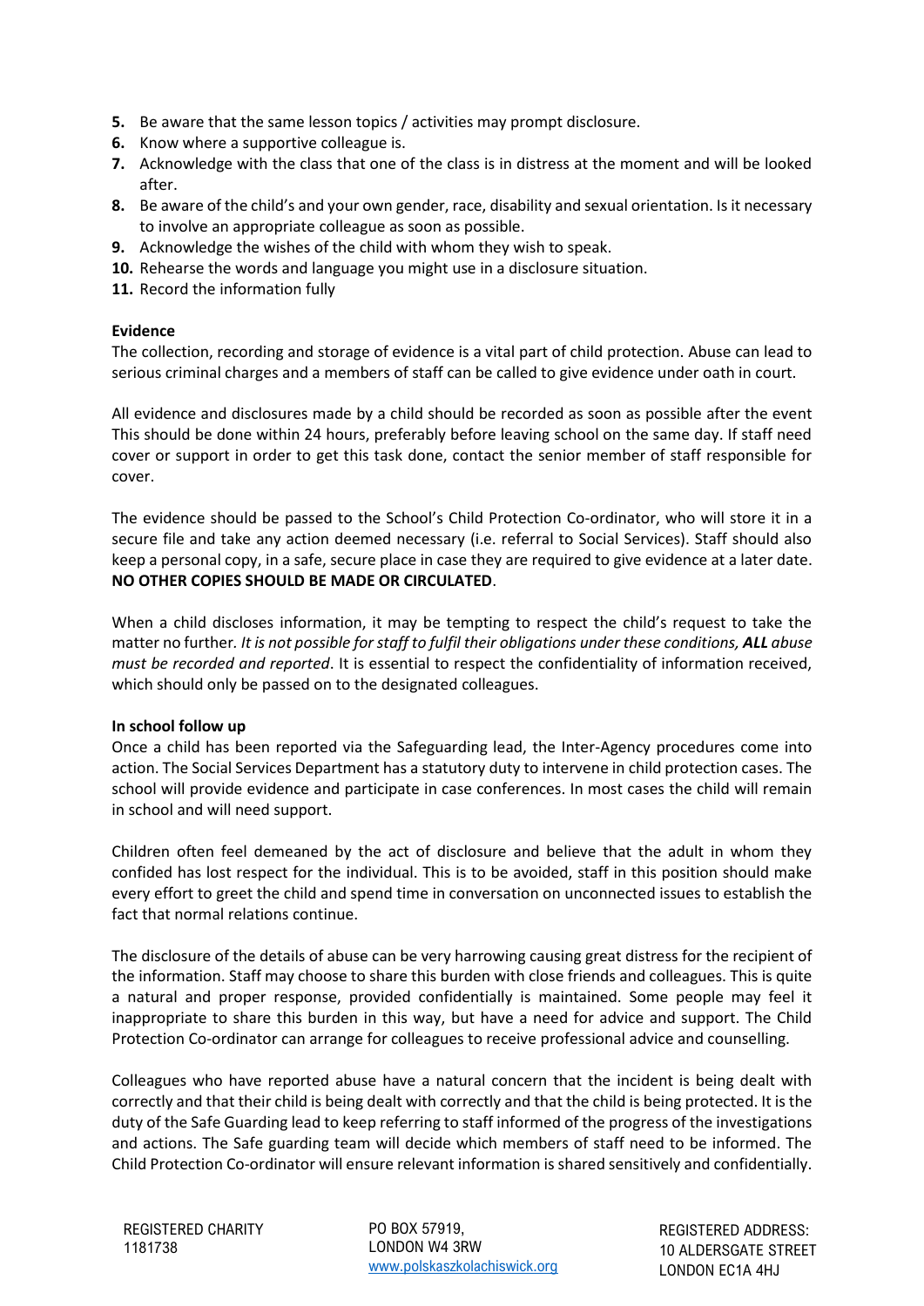5. Be aware that the same lesson topics / activities may prompt disclosure.
6. Know where a supportive colleague is.
7. Acknowledge with the class that one of the class is in distress at the moment and will be looked after.
8. Be aware of the child's and your own gender, race, disability and sexual orientation. Is it necessary to involve an appropriate colleague as soon as possible.
9. Acknowledge the wishes of the child with whom they wish to speak.
10. Rehearse the words and language you might use in a disclosure situation.
11. Record the information fully

**Evidence**

The collection, recording and storage of evidence is a vital part of child protection. Abuse can lead to serious criminal charges and a members of staff can be called to give evidence under oath in court.

All evidence and disclosures made by a child should be recorded as soon as possible after the event This should be done within 24 hours, preferably before leaving school on the same day. If staff need cover or support in order to get this task done, contact the senior member of staff responsible for cover.

The evidence should be passed to the School's Child Protection Co-ordinator, who will store it in a secure file and take any action deemed necessary (i.e. referral to Social Services). Staff should also keep a personal copy, in a safe, secure place in case they are required to give evidence at a later date. **NO OTHER COPIES SHOULD BE MADE OR CIRCULATED**.

When a child discloses information, it may be tempting to respect the child's request to take the matter no further. *It is not possible for staff to fulfil their obligations under these conditions,* ***ALL*** *abuse must be recorded and reported*. It is essential to respect the confidentiality of information received, which should only be passed on to the designated colleagues.

**In school follow up**

Once a child has been reported via the Safeguarding lead, the Inter-Agency procedures come into action. The Social Services Department has a statutory duty to intervene in child protection cases. The school will provide evidence and participate in case conferences. In most cases the child will remain in school and will need support.

Children often feel demeaned by the act of disclosure and believe that the adult in whom they confided has lost respect for the individual. This is to be avoided, staff in this position should make every effort to greet the child and spend time in conversation on unconnected issues to establish the fact that normal relations continue.

The disclosure of the details of abuse can be very harrowing causing great distress for the recipient of the information. Staff may choose to share this burden with close friends and colleagues. This is quite a natural and proper response, provided confidentially is maintained. Some people may feel it inappropriate to share this burden in this way, but have a need for advice and support. The Child Protection Co-ordinator can arrange for colleagues to receive professional advice and counselling.

Colleagues who have reported abuse have a natural concern that the incident is being dealt with correctly and that their child is being dealt with correctly and that the child is being protected. It is the duty of the Safe Guarding lead to keep referring to staff informed of the progress of the investigations and actions. The Safe guarding team will decide which members of staff need to be informed. The Child Protection Co-ordinator will ensure relevant information is shared sensitively and confidentially.

REGISTERED CHARITY 1181738

PO BOX 57919, LONDON W4 3RW www.polskaszkolachiswick.org

REGISTERED ADDRESS: 10 ALDERSGATE STREET LONDON EC1A 4HJ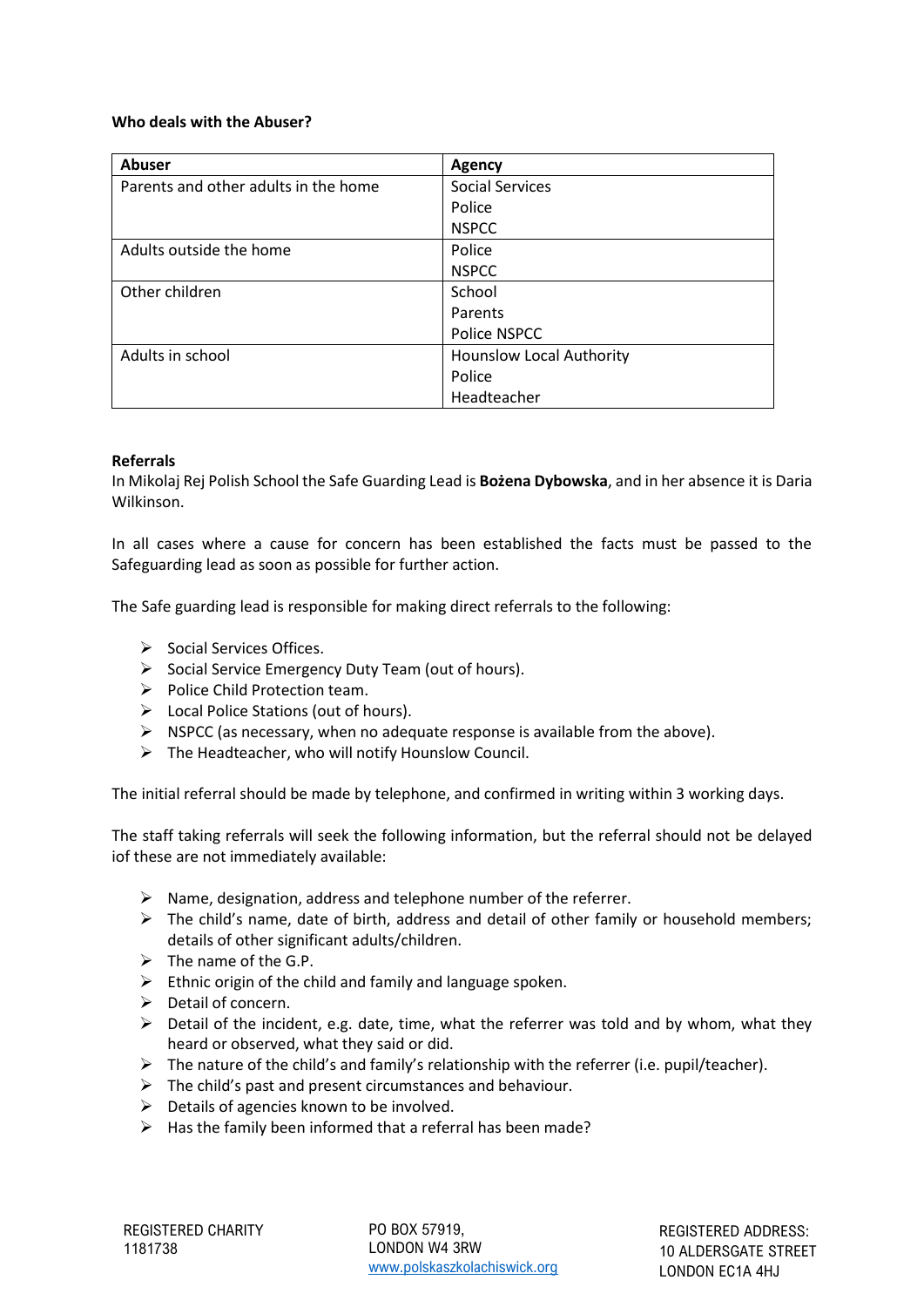**Who deals with the Abuser?**

| Abuser | Agency |
|---|---|
| Parents and other adults in the home | Social Services<br>Police<br>NSPCC |
| Adults outside the home | Police<br>NSPCC |
| Other children | School<br>Parents<br>Police NSPCC |
| Adults in school | Hounslow Local Authority<br>Police<br>Headteacher |

**Referrals**

In Mikolaj Rej Polish School the Safe Guarding Lead is **Bożena Dybowska**, and in her absence it is Daria Wilkinson.

In all cases where a cause for concern has been established the facts must be passed to the Safeguarding lead as soon as possible for further action.

The Safe guarding lead is responsible for making direct referrals to the following:

- Social Services Offices.
- Social Service Emergency Duty Team (out of hours).
- Police Child Protection team.
- Local Police Stations (out of hours).
- NSPCC (as necessary, when no adequate response is available from the above).
- The Headteacher, who will notify Hounslow Council.

The initial referral should be made by telephone, and confirmed in writing within 3 working days.

The staff taking referrals will seek the following information, but the referral should not be delayed iof these are not immediately available:

- Name, designation, address and telephone number of the referrer.
- The child's name, date of birth, address and detail of other family or household members; details of other significant adults/children.
- The name of the G.P.
- Ethnic origin of the child and family and language spoken.
- Detail of concern.
- Detail of the incident, e.g. date, time, what the referrer was told and by whom, what they heard or observed, what they said or did.
- The nature of the child's and family's relationship with the referrer (i.e. pupil/teacher).
- The child's past and present circumstances and behaviour.
- Details of agencies known to be involved.
- Has the family been informed that a referral has been made?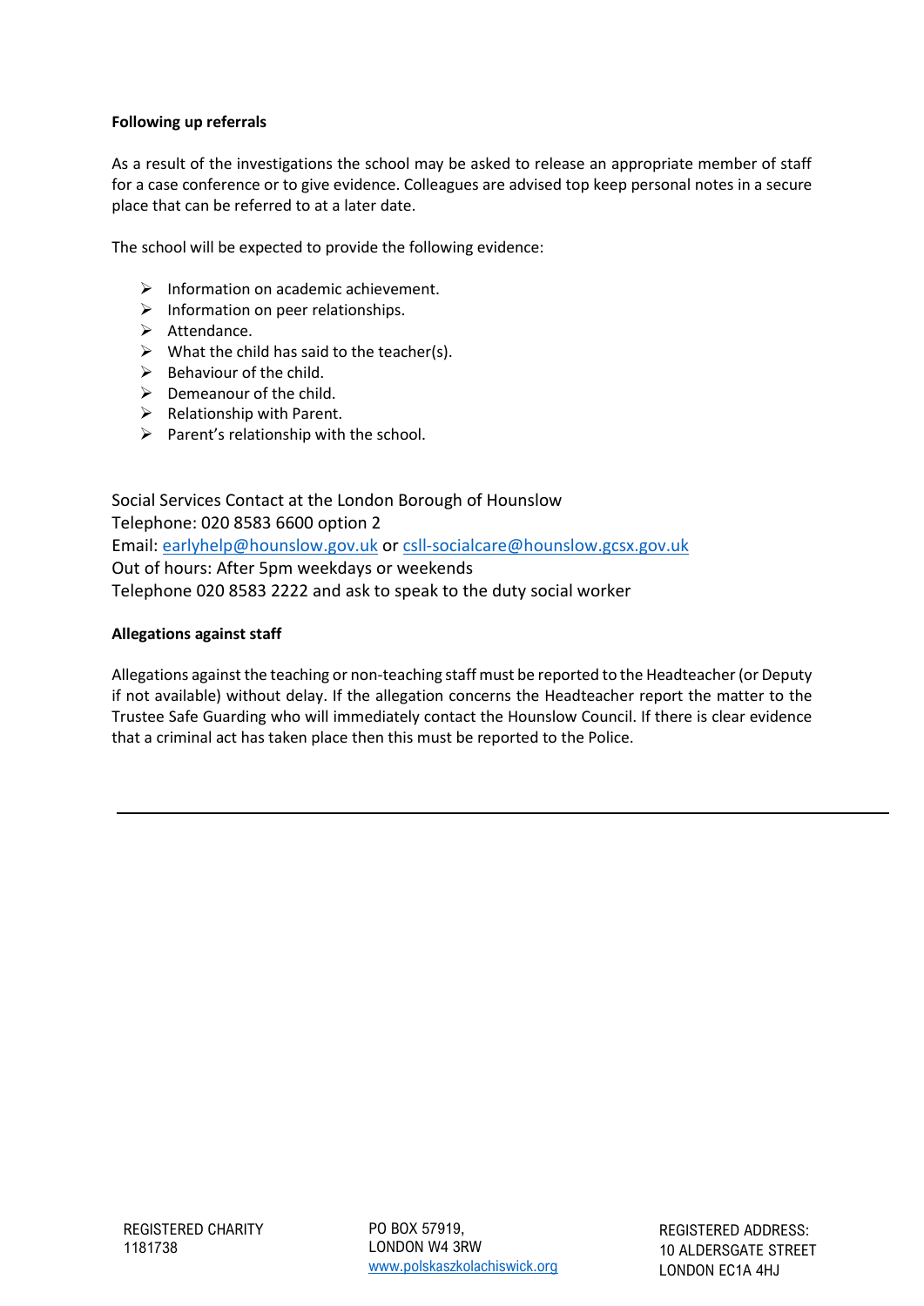**Following up referrals**

As a result of the investigations the school may be asked to release an appropriate member of staff for a case conference or to give evidence. Colleagues are advised top keep personal notes in a secure place that can be referred to at a later date.

The school will be expected to provide the following evidence:

- Information on academic achievement.
- Information on peer relationships.
- Attendance.
- What the child has said to the teacher(s).
- Behaviour of the child.
- Demeanour of the child.
- Relationship with Parent.
- Parent's relationship with the school.

Social Services Contact at the London Borough of Hounslow
Telephone: 020 8583 6600 option 2
Email: earlyhelp@hounslow.gov.uk or csll-socialcare@hounslow.gcsx.gov.uk
Out of hours: After 5pm weekdays or weekends
Telephone 020 8583 2222 and ask to speak to the duty social worker

**Allegations against staff**

Allegations against the teaching or non-teaching staff must be reported to the Headteacher (or Deputy if not available) without delay. If the allegation concerns the Headteacher report the matter to the Trustee Safe Guarding who will immediately contact the Hounslow Council. If there is clear evidence that a criminal act has taken place then this must be reported to the Police.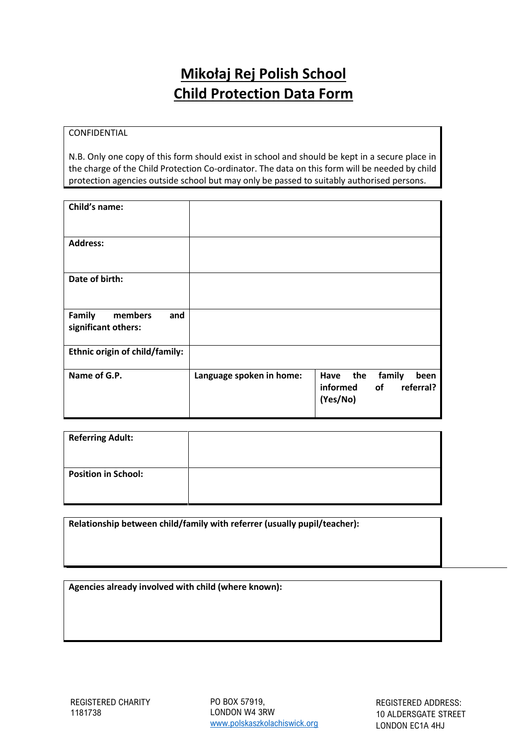# Mikołaj Rej Polish School
# Child Protection Data Form

CONFIDENTIAL

N.B. Only one copy of this form should exist in school and should be kept in a secure place in the charge of the Child Protection Co-ordinator. The data on this form will be needed by child protection agencies outside school but may only be passed to suitably authorised persons.

| | | |
|---|---|---|
| **Child's name:** | | |
| **Address:** | | |
| **Date of birth:** | | |
| **Family members and significant others:** | | |
| **Ethnic origin of child/family:** | | |
| **Name of G.P.** | **Language spoken in home:** | **Have the family been informed of referral? (Yes/No)** |

| | |
|---|---|
| **Referring Adult:** | |
| **Position in School:** | |

| |
|---|
| **Relationship between child/family with referrer (usually pupil/teacher):** |

| |
|---|
| **Agencies already involved with child (where known):** |

REGISTERED CHARITY 1181738

PO BOX 57919, LONDON W4 3RW
www.polskaszkolachiswick.org

REGISTERED ADDRESS: 10 ALDERSGATE STREET LONDON EC1A 4HJ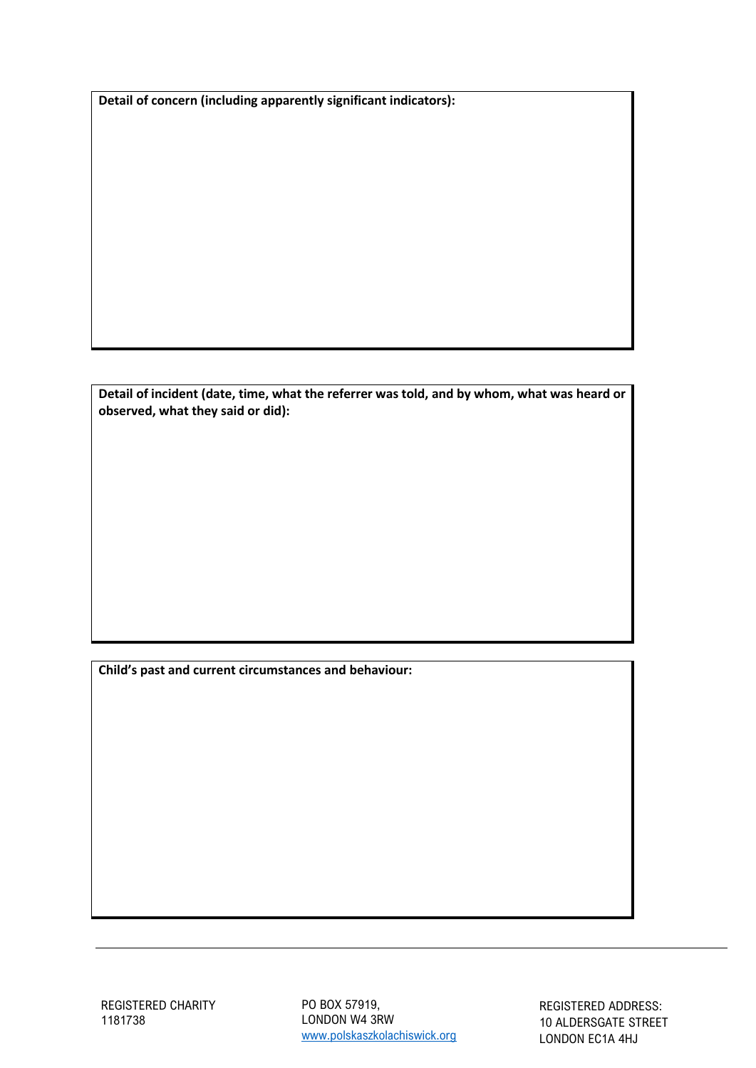**Detail of concern (including apparently significant indicators):**

**Detail of incident (date, time, what the referrer was told, and by whom, what was heard or observed, what they said or did):**

**Child's past and current circumstances and behaviour:**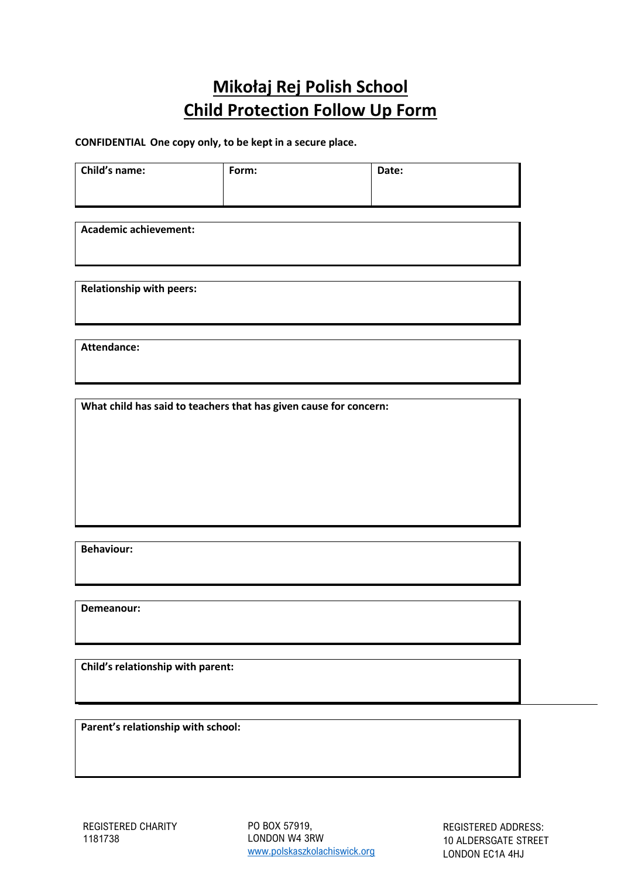# Mikołaj Rej Polish School

## Child Protection Follow Up Form

**CONFIDENTIAL One copy only, to be kept in a secure place.**

| Child's name: | Form: | Date: |
|---|---|---|
| | | |

**Academic achievement:**

**Relationship with peers:**

**Attendance:**

**What child has said to teachers that has given cause for concern:**

**Behaviour:**

**Demeanour:**

**Child's relationship with parent:**

**Parent's relationship with school:**

REGISTERED CHARITY 1181738

PO BOX 57919, LONDON W4 3RW [www.polskaszkolachiswick.org](www.polskaszkolachiswick.org)

REGISTERED ADDRESS: 10 ALDERSGATE STREET LONDON EC1A 4HJ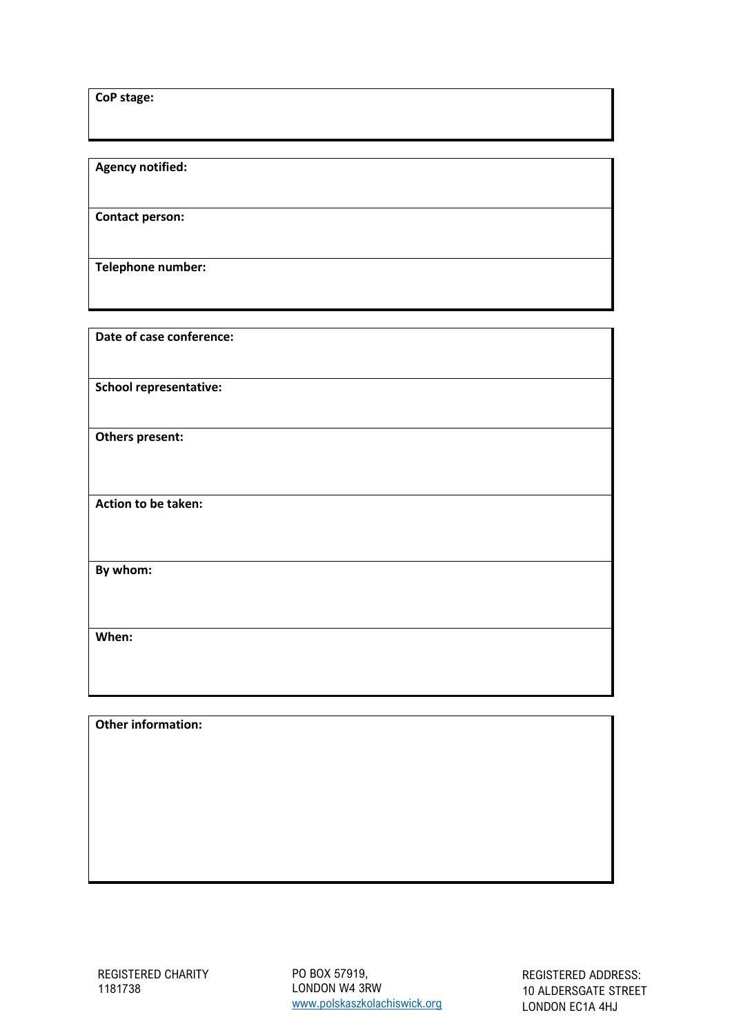**CoP stage:**

**Agency notified:**

**Contact person:**

**Telephone number:**

**Date of case conference:**

**School representative:**

**Others present:**

**Action to be taken:**

**By whom:**

**When:**

**Other information:**

REGISTERED CHARITY
1181738

PO BOX 57919,
LONDON W4 3RW
www.polskaszkolachiswick.org

REGISTERED ADDRESS:
10 ALDERSGATE STREET
LONDON EC1A 4HJ